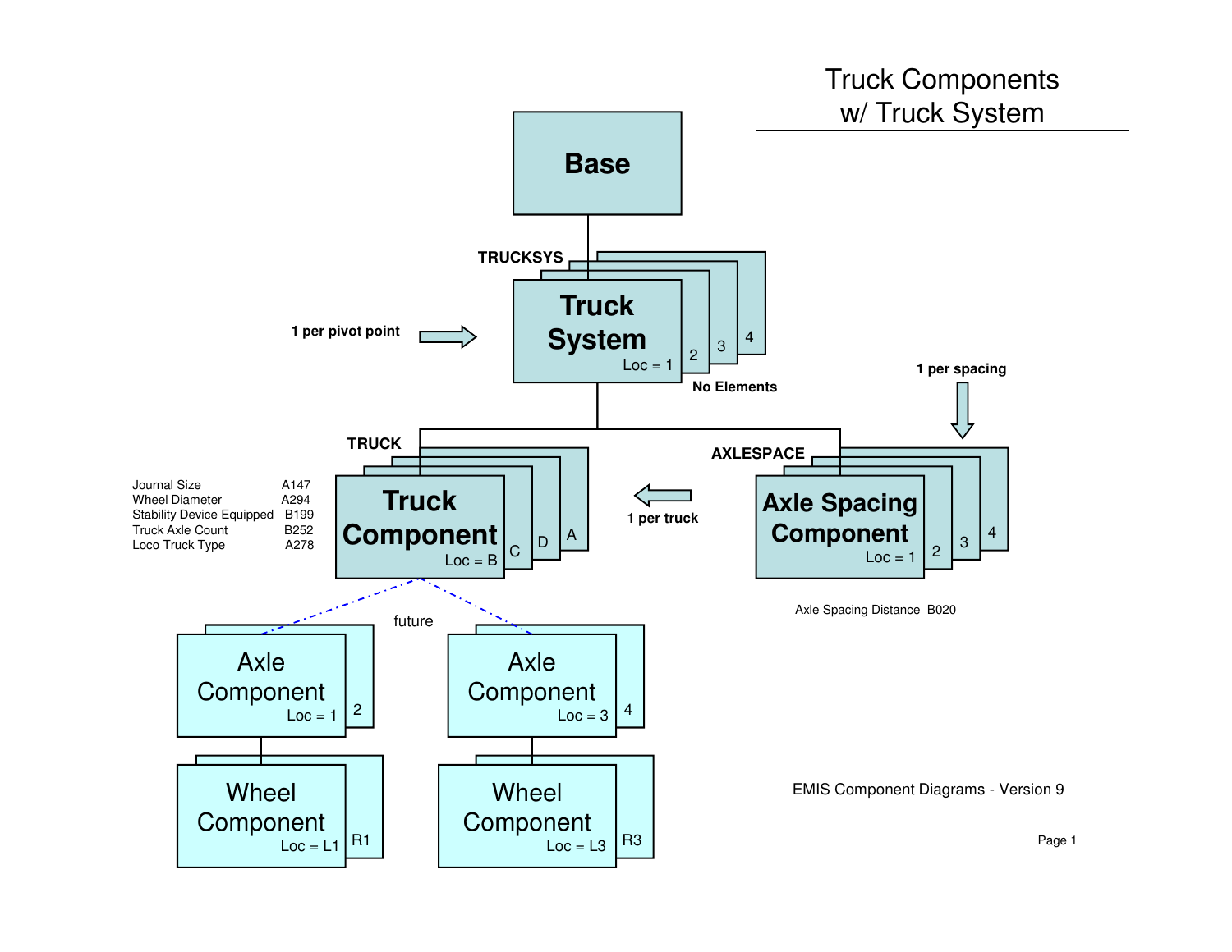# Truck Components w/ Truck System

**Base**

**TRUCKSYS**

**1 per pivot point**

**Truck System** Loc = 1 (2, 3, 4)

**No Elements**

**1 per spacing**

**TRUCK**

**AXLESPACE**

**Truck Component** Loc = B (C, D, A)

| | |
|---|---|
| Journal Size | A147 |
| Wheel Diameter | A294 |
| Stability Device Equipped | B199 |
| Truck Axle Count | B252 |
| Loco Truck Type | A278 |

**1 per truck**

**Axle Spacing Component** Loc = 1 (2, 3, 4)

Axle Spacing Distance B020

future

Axle Component Loc = 1 (2)

Axle Component Loc = 3 (4)

Wheel Component Loc = L1 (R1)

Wheel Component Loc = L3 (R3)

EMIS Component Diagrams - Version 9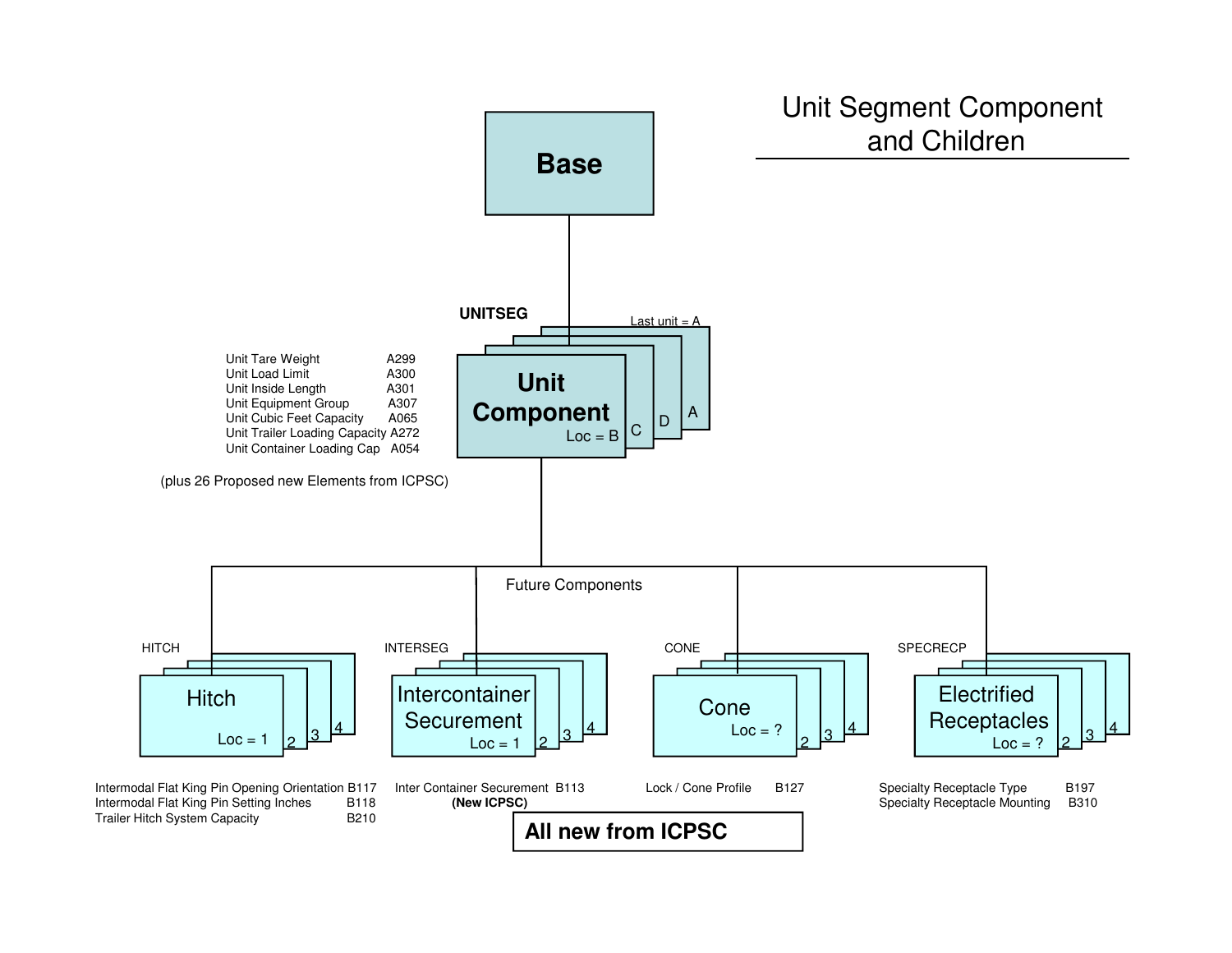# Unit Segment Component and Children

## Base

**UNITSEG**

Last unit = A

### Unit Component

Loc = B

C D A

| Element | Code |
|---|---|
| Unit Tare Weight | A299 |
| Unit Load Limit | A300 |
| Unit Inside Length | A301 |
| Unit Equipment Group | A307 |
| Unit Cubic Feet Capacity | A065 |
| Unit Trailer Loading Capacity | A272 |
| Unit Container Loading Cap | A054 |

(plus 26 Proposed new Elements from ICPSC)

Future Components

### HITCH

Hitch

Loc = 1

2 3 4

| Element | Code |
|---|---|
| Intermodal Flat King Pin Opening Orientation | B117 |
| Intermodal Flat King Pin Setting Inches | B118 |
| Trailer Hitch System Capacity | B210 |

### INTERSEG

Intercontainer Securement

Loc = 1

2 3 4

| Element | Code |
|---|---|
| Inter Container Securement | B113 |

**(New ICPSC)**

### CONE

Cone

Loc = ?

2 3 4

| Element | Code |
|---|---|
| Lock / Cone Profile | B127 |

### SPECRECP

Electrified Receptacles

Loc = ?

2 3 4

| Element | Code |
|---|---|
| Specialty Receptacle Type | B197 |
| Specialty Receptacle Mounting | B310 |

**All new from ICPSC**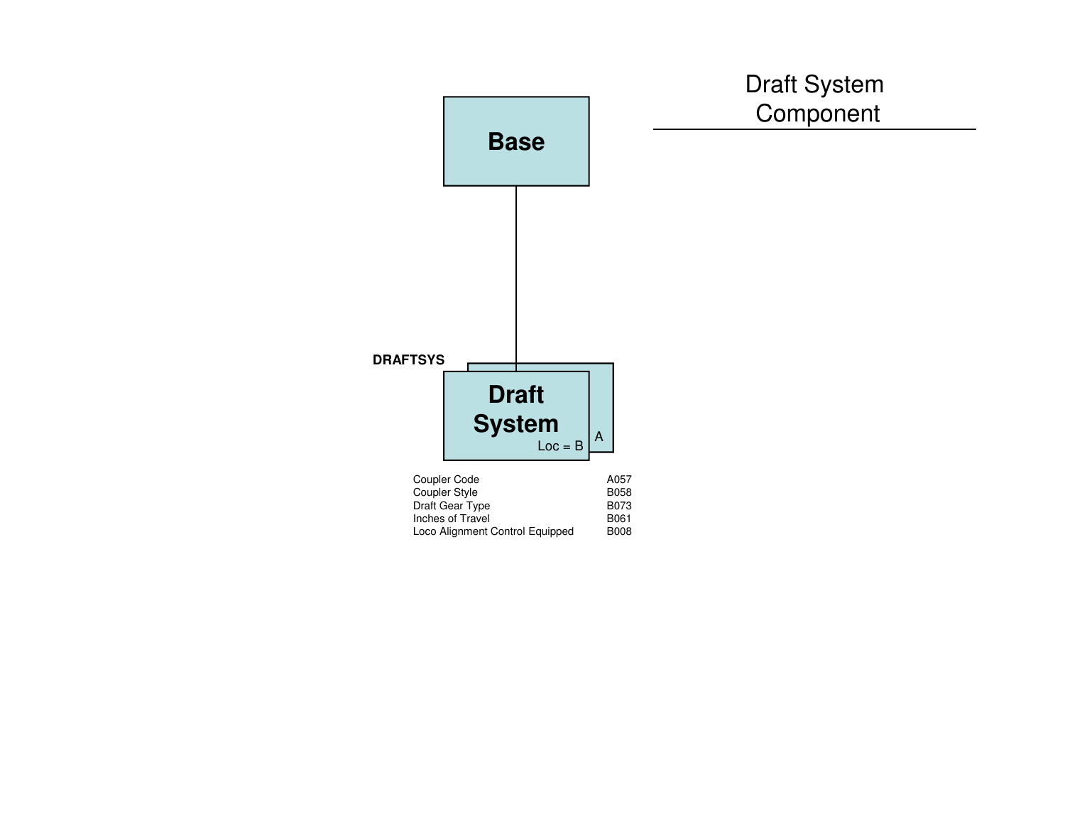# Draft System Component

Base

DRAFTSYS

Draft System

Loc = B

A

| | |
|---|---|
| Coupler Code | A057 |
| Coupler Style | B058 |
| Draft Gear Type | B073 |
| Inches of Travel | B061 |
| Loco Alignment Control Equipped | B008 |